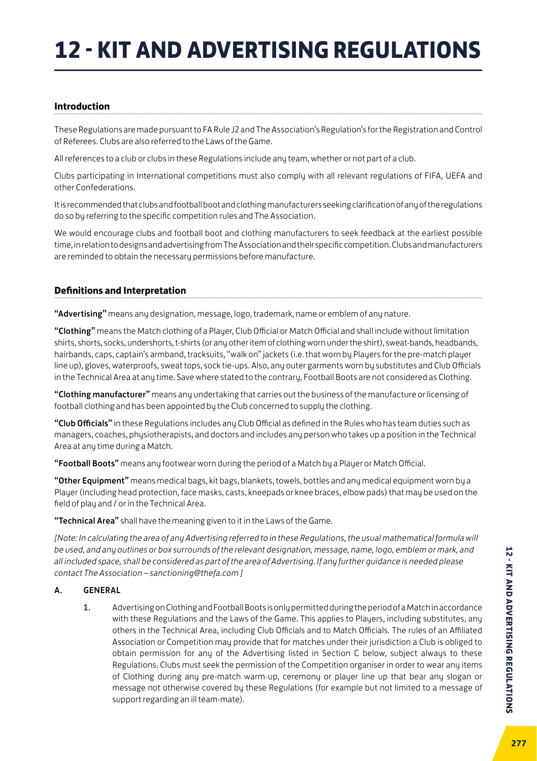# 12 - KIT AND ADVERTISING REGULATIONS

## Introduction

These Regulations are made pursuant to FA Rule J2 and The Association's Regulation's for the Registration and Control of Referees. Clubs are also referred to the Laws of the Game.

All references to a club or clubs in these Regulations include any team, whether or not part of a club.

Clubs participating in International competitions must also comply with all relevant regulations of FIFA, UEFA and other Confederations.

It is recommended that clubs and football boot and clothing manufacturers seeking clarification of any of the regulations do so by referring to the specific competition rules and The Association.

We would encourage clubs and football boot and clothing manufacturers to seek feedback at the earliest possible time, in relation to designs and advertising from The Association and their specific competition. Clubs and manufacturers are reminded to obtain the necessary permissions before manufacture.

## Definitions and Interpretation

**"Advertising"** means any designation, message, logo, trademark, name or emblem of any nature.

**"Clothing"** means the Match clothing of a Player, Club Official or Match Official and shall include without limitation shirts, shorts, socks, undershorts, t-shirts (or any other item of clothing worn under the shirt), sweat-bands, headbands, hairbands, caps, captain's armband, tracksuits, "walk on" jackets (i.e. that worn by Players for the pre-match player line up), gloves, waterproofs, sweat tops, sock tie-ups. Also, any outer garments worn by substitutes and Club Officials in the Technical Area at any time. Save where stated to the contrary, Football Boots are not considered as Clothing.

**"Clothing manufacturer"** means any undertaking that carries out the business of the manufacture or licensing of football clothing and has been appointed by the Club concerned to supply the clothing.

**"Club Officials"** in these Regulations includes any Club Official as defined in the Rules who has team duties such as managers, coaches, physiotherapists, and doctors and includes any person who takes up a position in the Technical Area at any time during a Match.

**"Football Boots"** means any footwear worn during the period of a Match by a Player or Match Official.

**"Other Equipment"** means medical bags, kit bags, blankets, towels, bottles and any medical equipment worn by a Player (including head protection, face masks, casts, kneepads or knee braces, elbow pads) that may be used on the field of play and / or in the Technical Area.

**"Technical Area"** shall have the meaning given to it in the Laws of the Game.

*[Note: In calculating the area of any Advertising referred to in these Regulations, the usual mathematical formula will be used, and any outlines or box surrounds of the relevant designation, message, name, logo, emblem or mark, and all included space, shall be considered as part of the area of Advertising. If any further guidance is needed please contact The Association – sanctioning@thefa.com ]*

### A. GENERAL

1. Advertising on Clothing and Football Boots is only permitted during the period of a Match in accordance with these Regulations and the Laws of the Game. This applies to Players, including substitutes, any others in the Technical Area, including Club Officials and to Match Officials. The rules of an Affiliated Association or Competition may provide that for matches under their jurisdiction a Club is obliged to obtain permission for any of the Advertising listed in Section C below, subject always to these Regulations. Clubs must seek the permission of the Competition organiser in order to wear any items of Clothing during any pre-match warm-up, ceremony or player line up that bear any slogan or message not otherwise covered by these Regulations (for example but not limited to a message of support regarding an ill team-mate).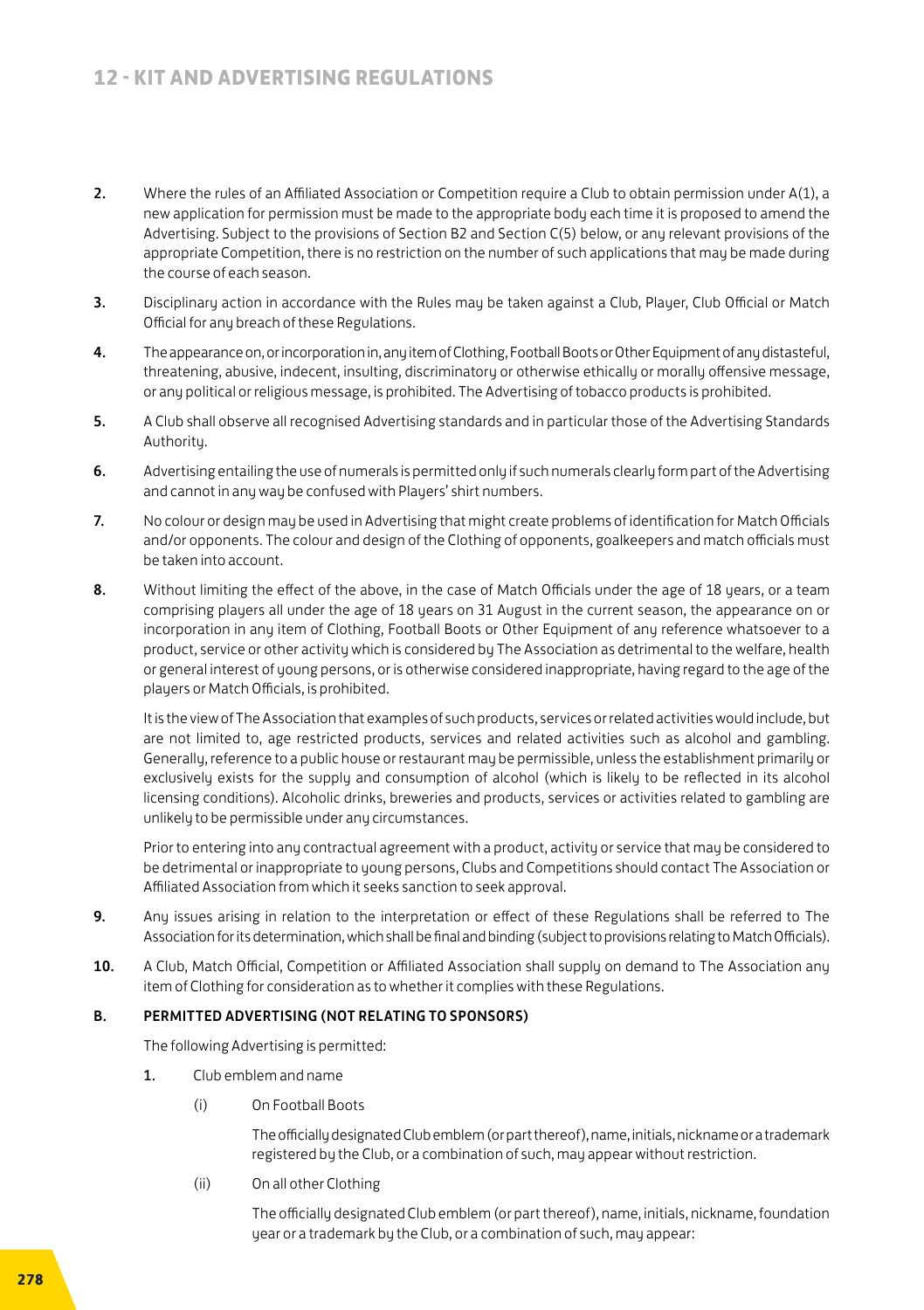2. Where the rules of an Affiliated Association or Competition require a Club to obtain permission under A(1), a new application for permission must be made to the appropriate body each time it is proposed to amend the Advertising. Subject to the provisions of Section B2 and Section C(5) below, or any relevant provisions of the appropriate Competition, there is no restriction on the number of such applications that may be made during the course of each season.

3. Disciplinary action in accordance with the Rules may be taken against a Club, Player, Club Official or Match Official for any breach of these Regulations.

4. The appearance on, or incorporation in, any item of Clothing, Football Boots or Other Equipment of any distasteful, threatening, abusive, indecent, insulting, discriminatory or otherwise ethically or morally offensive message, or any political or religious message, is prohibited. The Advertising of tobacco products is prohibited.

5. A Club shall observe all recognised Advertising standards and in particular those of the Advertising Standards Authority.

6. Advertising entailing the use of numerals is permitted only if such numerals clearly form part of the Advertising and cannot in any way be confused with Players' shirt numbers.

7. No colour or design may be used in Advertising that might create problems of identification for Match Officials and/or opponents. The colour and design of the Clothing of opponents, goalkeepers and match officials must be taken into account.

8. Without limiting the effect of the above, in the case of Match Officials under the age of 18 years, or a team comprising players all under the age of 18 years on 31 August in the current season, the appearance on or incorporation in any item of Clothing, Football Boots or Other Equipment of any reference whatsoever to a product, service or other activity which is considered by The Association as detrimental to the welfare, health or general interest of young persons, or is otherwise considered inappropriate, having regard to the age of the players or Match Officials, is prohibited.

   It is the view of The Association that examples of such products, services or related activities would include, but are not limited to, age restricted products, services and related activities such as alcohol and gambling. Generally, reference to a public house or restaurant may be permissible, unless the establishment primarily or exclusively exists for the supply and consumption of alcohol (which is likely to be reflected in its alcohol licensing conditions). Alcoholic drinks, breweries and products, services or activities related to gambling are unlikely to be permissible under any circumstances.

   Prior to entering into any contractual agreement with a product, activity or service that may be considered to be detrimental or inappropriate to young persons, Clubs and Competitions should contact The Association or Affiliated Association from which it seeks sanction to seek approval.

9. Any issues arising in relation to the interpretation or effect of these Regulations shall be referred to The Association for its determination, which shall be final and binding (subject to provisions relating to Match Officials).

10. A Club, Match Official, Competition or Affiliated Association shall supply on demand to The Association any item of Clothing for consideration as to whether it complies with these Regulations.

## B. PERMITTED ADVERTISING (NOT RELATING TO SPONSORS)

The following Advertising is permitted:

1. Club emblem and name

   (i) On Football Boots

   The officially designated Club emblem (or part thereof), name, initials, nickname or a trademark registered by the Club, or a combination of such, may appear without restriction.

   (ii) On all other Clothing

   The officially designated Club emblem (or part thereof), name, initials, nickname, foundation year or a trademark by the Club, or a combination of such, may appear: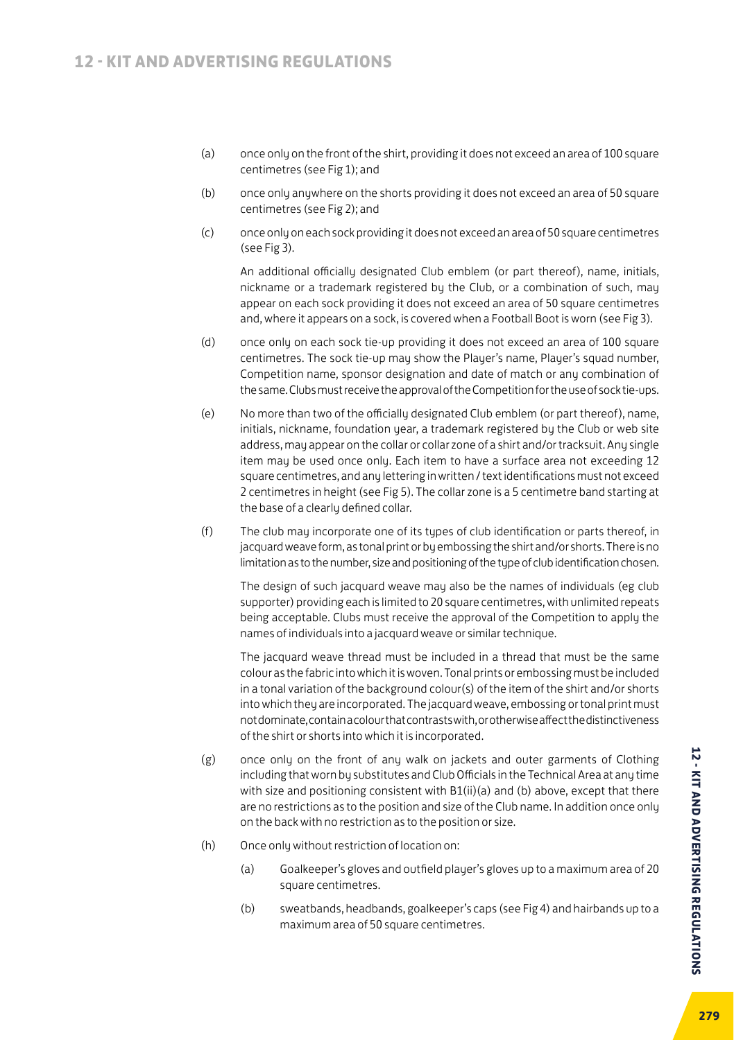(a) once only on the front of the shirt, providing it does not exceed an area of 100 square centimetres (see Fig 1); and

(b) once only anywhere on the shorts providing it does not exceed an area of 50 square centimetres (see Fig 2); and

(c) once only on each sock providing it does not exceed an area of 50 square centimetres (see Fig 3).

An additional officially designated Club emblem (or part thereof), name, initials, nickname or a trademark registered by the Club, or a combination of such, may appear on each sock providing it does not exceed an area of 50 square centimetres and, where it appears on a sock, is covered when a Football Boot is worn (see Fig 3).

(d) once only on each sock tie-up providing it does not exceed an area of 100 square centimetres. The sock tie-up may show the Player's name, Player's squad number, Competition name, sponsor designation and date of match or any combination of the same. Clubs must receive the approval of the Competition for the use of sock tie-ups.

(e) No more than two of the officially designated Club emblem (or part thereof), name, initials, nickname, foundation year, a trademark registered by the Club or web site address, may appear on the collar or collar zone of a shirt and/or tracksuit. Any single item may be used once only. Each item to have a surface area not exceeding 12 square centimetres, and any lettering in written / text identifications must not exceed 2 centimetres in height (see Fig 5). The collar zone is a 5 centimetre band starting at the base of a clearly defined collar.

(f) The club may incorporate one of its types of club identification or parts thereof, in jacquard weave form, as tonal print or by embossing the shirt and/or shorts. There is no limitation as to the number, size and positioning of the type of club identification chosen.

The design of such jacquard weave may also be the names of individuals (eg club supporter) providing each is limited to 20 square centimetres, with unlimited repeats being acceptable. Clubs must receive the approval of the Competition to apply the names of individuals into a jacquard weave or similar technique.

The jacquard weave thread must be included in a thread that must be the same colour as the fabric into which it is woven. Tonal prints or embossing must be included in a tonal variation of the background colour(s) of the item of the shirt and/or shorts into which they are incorporated. The jacquard weave, embossing or tonal print must not dominate, contain a colour that contrasts with, or otherwise affect the distinctiveness of the shirt or shorts into which it is incorporated.

(g) once only on the front of any walk on jackets and outer garments of Clothing including that worn by substitutes and Club Officials in the Technical Area at any time with size and positioning consistent with B1(ii)(a) and (b) above, except that there are no restrictions as to the position and size of the Club name. In addition once only on the back with no restriction as to the position or size.

(h) Once only without restriction of location on:

   (a) Goalkeeper's gloves and outfield player's gloves up to a maximum area of 20 square centimetres.

   (b) sweatbands, headbands, goalkeeper's caps (see Fig 4) and hairbands up to a maximum area of 50 square centimetres.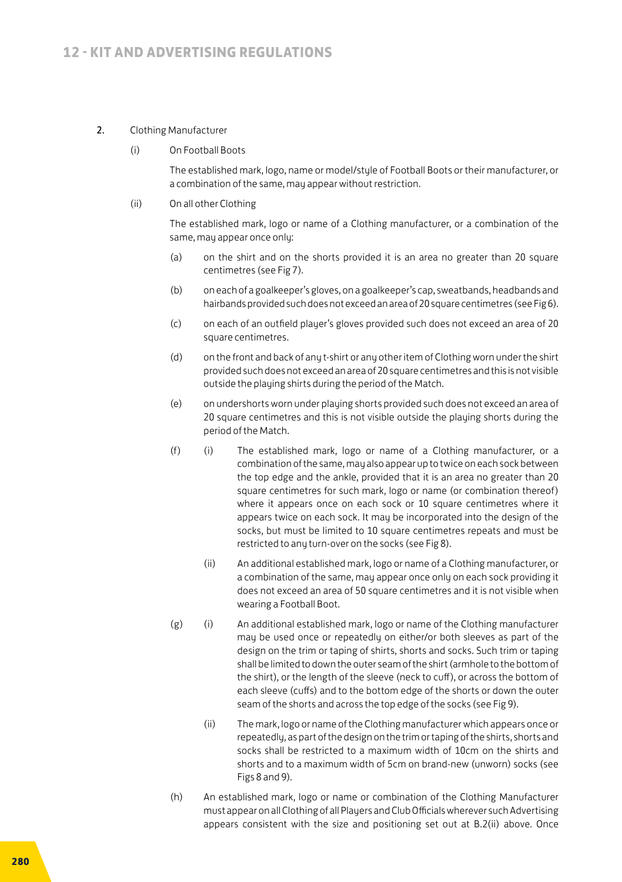2. Clothing Manufacturer

(i) On Football Boots

The established mark, logo, name or model/style of Football Boots or their manufacturer, or a combination of the same, may appear without restriction.

(ii) On all other Clothing

The established mark, logo or name of a Clothing manufacturer, or a combination of the same, may appear once only:

(a) on the shirt and on the shorts provided it is an area no greater than 20 square centimetres (see Fig 7).

(b) on each of a goalkeeper's gloves, on a goalkeeper's cap, sweatbands, headbands and hairbands provided such does not exceed an area of 20 square centimetres (see Fig 6).

(c) on each of an outfield player's gloves provided such does not exceed an area of 20 square centimetres.

(d) on the front and back of any t-shirt or any other item of Clothing worn under the shirt provided such does not exceed an area of 20 square centimetres and this is not visible outside the playing shirts during the period of the Match.

(e) on undershorts worn under playing shorts provided such does not exceed an area of 20 square centimetres and this is not visible outside the playing shorts during the period of the Match.

(f) (i) The established mark, logo or name of a Clothing manufacturer, or a combination of the same, may also appear up to twice on each sock between the top edge and the ankle, provided that it is an area no greater than 20 square centimetres for such mark, logo or name (or combination thereof) where it appears once on each sock or 10 square centimetres where it appears twice on each sock. It may be incorporated into the design of the socks, but must be limited to 10 square centimetres repeats and must be restricted to any turn-over on the socks (see Fig 8).

(ii) An additional established mark, logo or name of a Clothing manufacturer, or a combination of the same, may appear once only on each sock providing it does not exceed an area of 50 square centimetres and it is not visible when wearing a Football Boot.

(g) (i) An additional established mark, logo or name of the Clothing manufacturer may be used once or repeatedly on either/or both sleeves as part of the design on the trim or taping of shirts, shorts and socks. Such trim or taping shall be limited to down the outer seam of the shirt (armhole to the bottom of the shirt), or the length of the sleeve (neck to cuff), or across the bottom of each sleeve (cuffs) and to the bottom edge of the shorts or down the outer seam of the shorts and across the top edge of the socks (see Fig 9).

(ii) The mark, logo or name of the Clothing manufacturer which appears once or repeatedly, as part of the design on the trim or taping of the shirts, shorts and socks shall be restricted to a maximum width of 10cm on the shirts and shorts and to a maximum width of 5cm on brand-new (unworn) socks (see Figs 8 and 9).

(h) An established mark, logo or name or combination of the Clothing Manufacturer must appear on all Clothing of all Players and Club Officials wherever such Advertising appears consistent with the size and positioning set out at B.2(ii) above. Once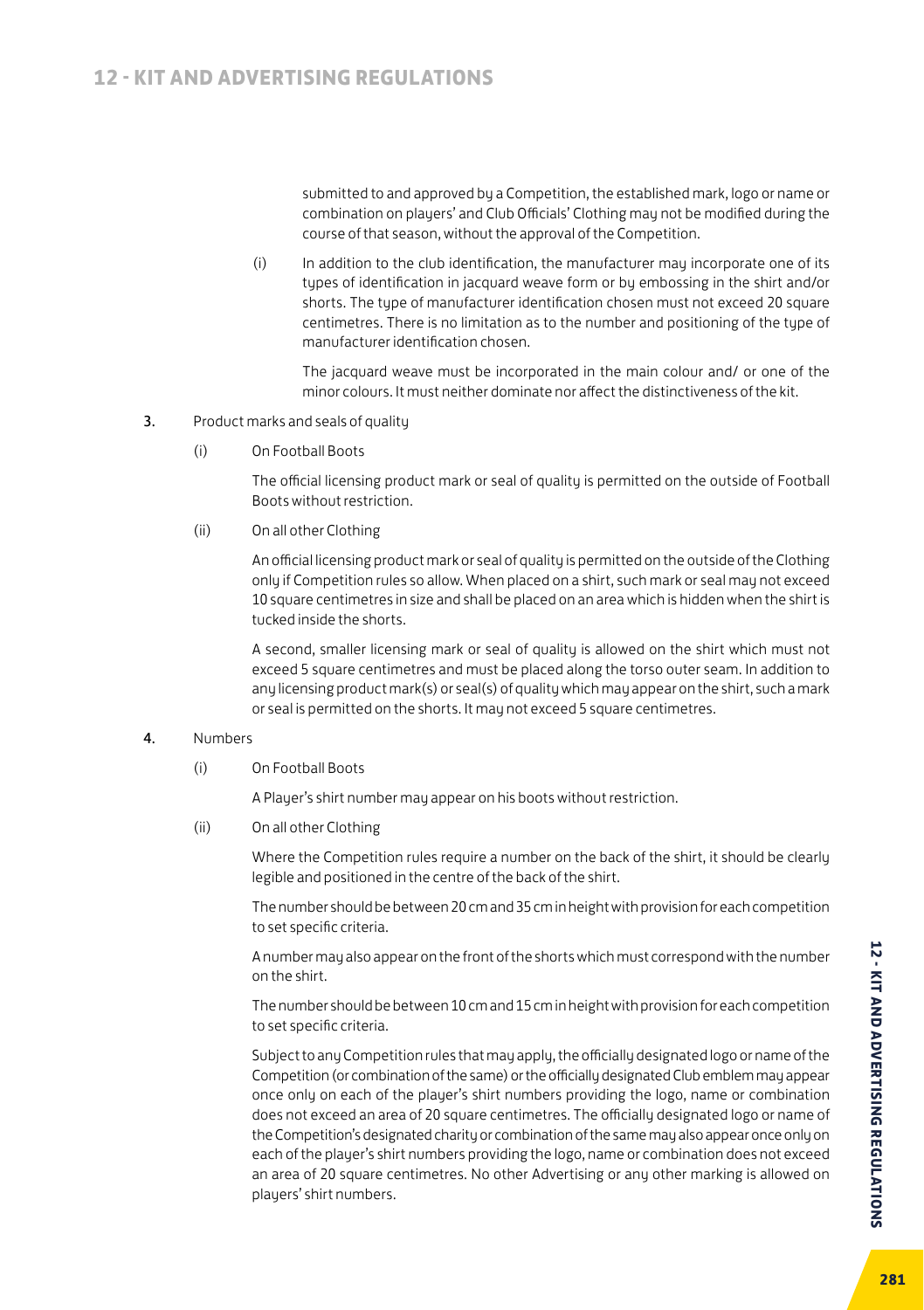submitted to and approved by a Competition, the established mark, logo or name or combination on players' and Club Officials' Clothing may not be modified during the course of that season, without the approval of the Competition.

(i) In addition to the club identification, the manufacturer may incorporate one of its types of identification in jacquard weave form or by embossing in the shirt and/or shorts. The type of manufacturer identification chosen must not exceed 20 square centimetres. There is no limitation as to the number and positioning of the type of manufacturer identification chosen.

The jacquard weave must be incorporated in the main colour and/ or one of the minor colours. It must neither dominate nor affect the distinctiveness of the kit.

**3.** Product marks and seals of quality

(i) On Football Boots

The official licensing product mark or seal of quality is permitted on the outside of Football Boots without restriction.

(ii) On all other Clothing

An official licensing product mark or seal of quality is permitted on the outside of the Clothing only if Competition rules so allow. When placed on a shirt, such mark or seal may not exceed 10 square centimetres in size and shall be placed on an area which is hidden when the shirt is tucked inside the shorts.

A second, smaller licensing mark or seal of quality is allowed on the shirt which must not exceed 5 square centimetres and must be placed along the torso outer seam. In addition to any licensing product mark(s) or seal(s) of quality which may appear on the shirt, such a mark or seal is permitted on the shorts. It may not exceed 5 square centimetres.

**4.** Numbers

(i) On Football Boots

A Player's shirt number may appear on his boots without restriction.

(ii) On all other Clothing

Where the Competition rules require a number on the back of the shirt, it should be clearly legible and positioned in the centre of the back of the shirt.

The number should be between 20 cm and 35 cm in height with provision for each competition to set specific criteria.

A number may also appear on the front of the shorts which must correspond with the number on the shirt.

The number should be between 10 cm and 15 cm in height with provision for each competition to set specific criteria.

Subject to any Competition rules that may apply, the officially designated logo or name of the Competition (or combination of the same) or the officially designated Club emblem may appear once only on each of the player's shirt numbers providing the logo, name or combination does not exceed an area of 20 square centimetres. The officially designated logo or name of the Competition's designated charity or combination of the same may also appear once only on each of the player's shirt numbers providing the logo, name or combination does not exceed an area of 20 square centimetres. No other Advertising or any other marking is allowed on players' shirt numbers.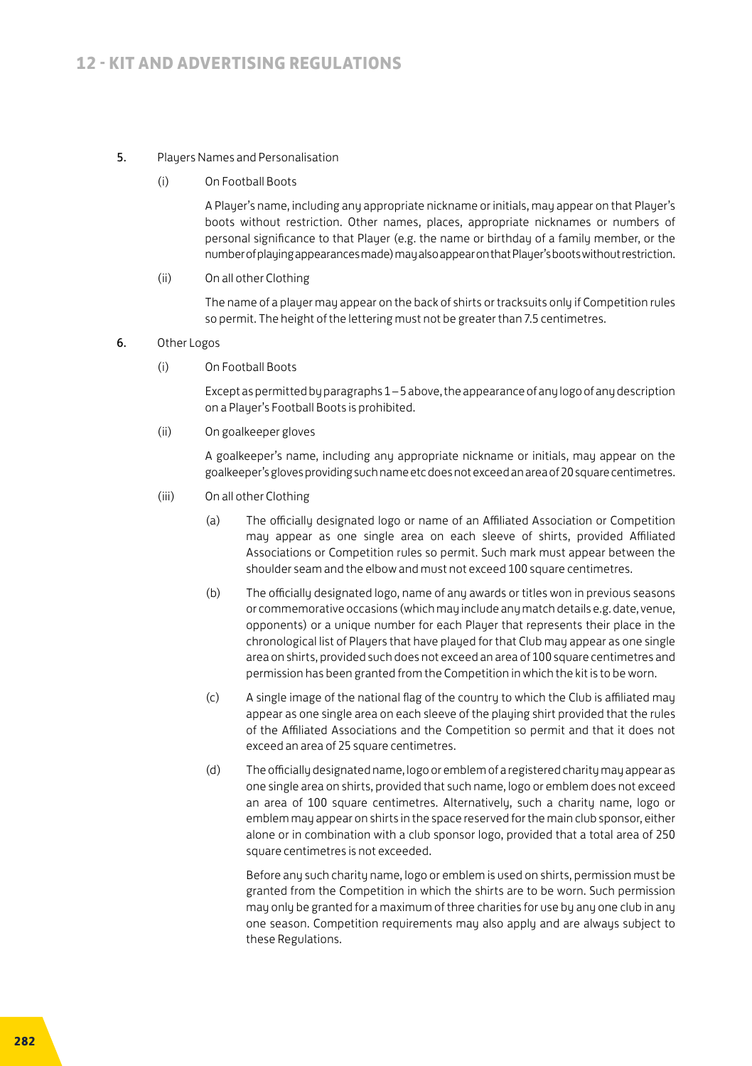5. Players Names and Personalisation

   (i) On Football Boots

   A Player's name, including any appropriate nickname or initials, may appear on that Player's boots without restriction. Other names, places, appropriate nicknames or numbers of personal significance to that Player (e.g. the name or birthday of a family member, or the number of playing appearances made) may also appear on that Player's boots without restriction.

   (ii) On all other Clothing

   The name of a player may appear on the back of shirts or tracksuits only if Competition rules so permit. The height of the lettering must not be greater than 7.5 centimetres.

6. Other Logos

   (i) On Football Boots

   Except as permitted by paragraphs 1 – 5 above, the appearance of any logo of any description on a Player's Football Boots is prohibited.

   (ii) On goalkeeper gloves

   A goalkeeper's name, including any appropriate nickname or initials, may appear on the goalkeeper's gloves providing such name etc does not exceed an area of 20 square centimetres.

   (iii) On all other Clothing

   (a) The officially designated logo or name of an Affiliated Association or Competition may appear as one single area on each sleeve of shirts, provided Affiliated Associations or Competition rules so permit. Such mark must appear between the shoulder seam and the elbow and must not exceed 100 square centimetres.

   (b) The officially designated logo, name of any awards or titles won in previous seasons or commemorative occasions (which may include any match details e.g. date, venue, opponents) or a unique number for each Player that represents their place in the chronological list of Players that have played for that Club may appear as one single area on shirts, provided such does not exceed an area of 100 square centimetres and permission has been granted from the Competition in which the kit is to be worn.

   (c) A single image of the national flag of the country to which the Club is affiliated may appear as one single area on each sleeve of the playing shirt provided that the rules of the Affiliated Associations and the Competition so permit and that it does not exceed an area of 25 square centimetres.

   (d) The officially designated name, logo or emblem of a registered charity may appear as one single area on shirts, provided that such name, logo or emblem does not exceed an area of 100 square centimetres. Alternatively, such a charity name, logo or emblem may appear on shirts in the space reserved for the main club sponsor, either alone or in combination with a club sponsor logo, provided that a total area of 250 square centimetres is not exceeded.

   Before any such charity name, logo or emblem is used on shirts, permission must be granted from the Competition in which the shirts are to be worn. Such permission may only be granted for a maximum of three charities for use by any one club in any one season. Competition requirements may also apply and are always subject to these Regulations.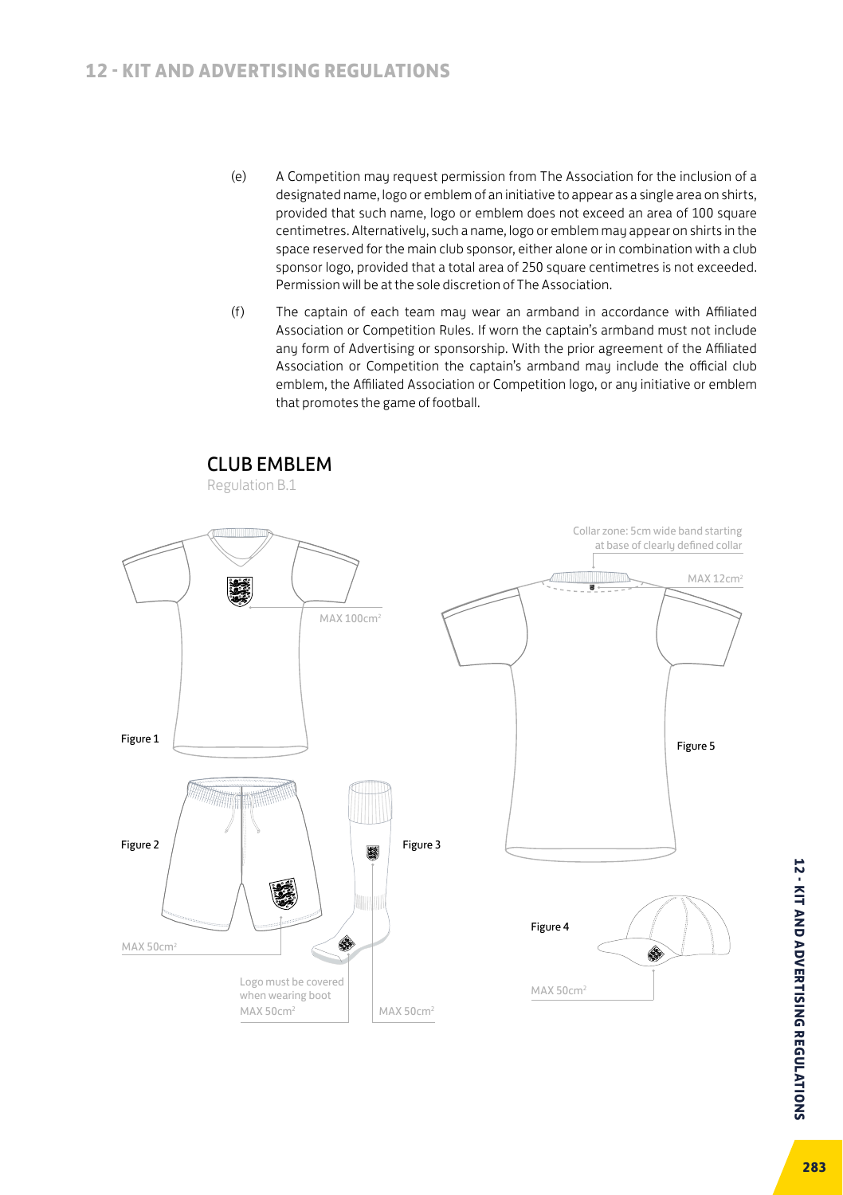(e) A Competition may request permission from The Association for the inclusion of a designated name, logo or emblem of an initiative to appear as a single area on shirts, provided that such name, logo or emblem does not exceed an area of 100 square centimetres. Alternatively, such a name, logo or emblem may appear on shirts in the space reserved for the main club sponsor, either alone or in combination with a club sponsor logo, provided that a total area of 250 square centimetres is not exceeded. Permission will be at the sole discretion of The Association.

(f) The captain of each team may wear an armband in accordance with Affiliated Association or Competition Rules. If worn the captain's armband must not include any form of Advertising or sponsorship. With the prior agreement of the Affiliated Association or Competition the captain's armband may include the official club emblem, the Affiliated Association or Competition logo, or any initiative or emblem that promotes the game of football.

## CLUB EMBLEM

Regulation B.1

Figure 1 — MAX $100cm^2$

Figure 2 — MAX $50cm^2$

Figure 3 — Logo must be covered when wearing boot MAX $50cm^2$; MAX $50cm^2$

Figure 4 — MAX $50cm^2$

Figure 5 — Collar zone: 5cm wide band starting at base of clearly defined collar; MAX $12cm^2$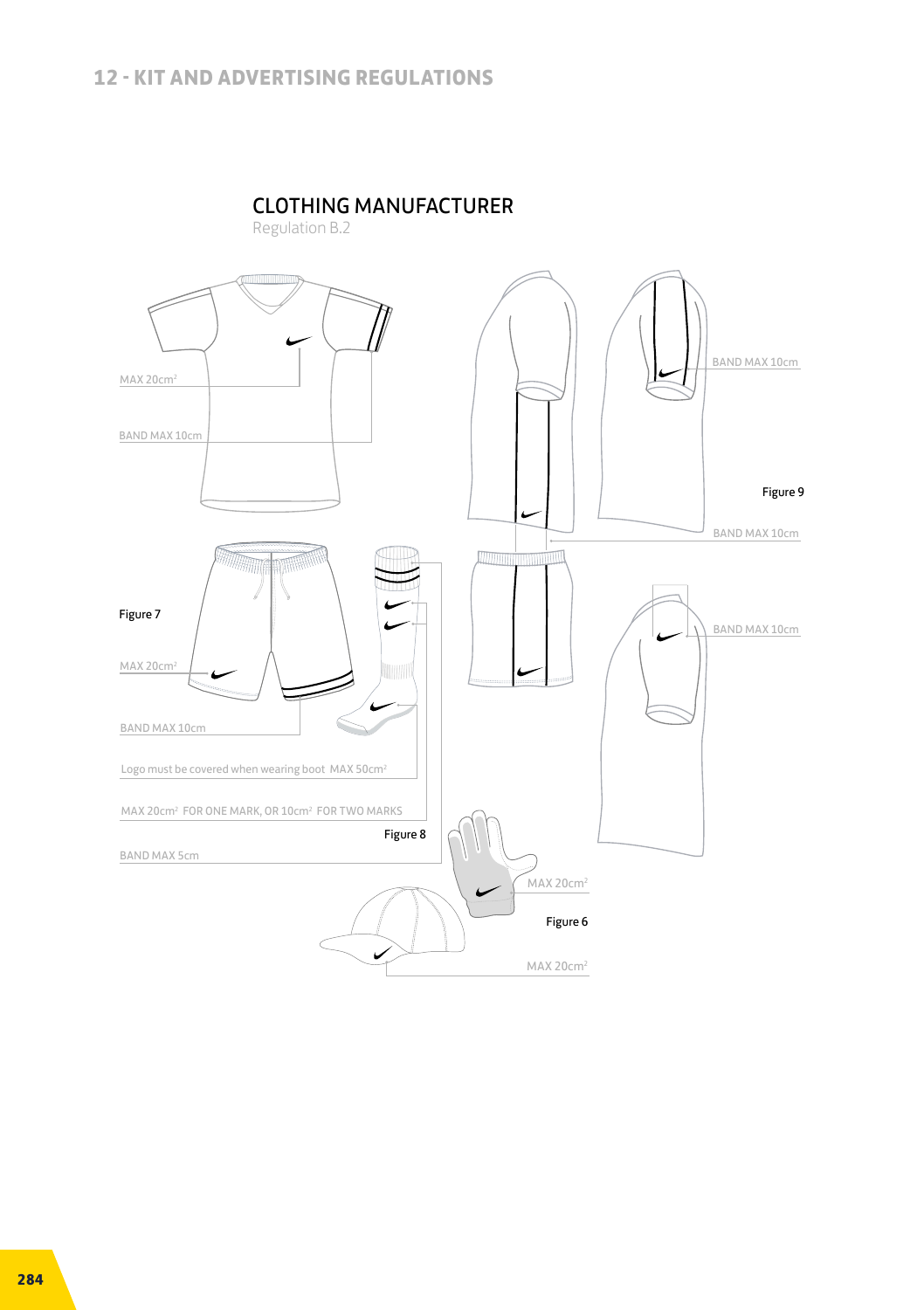## CLOTHING MANUFACTURER

Regulation B.2

MAX 20cm²

BAND MAX 10cm

BAND MAX 10cm

Figure 9

BAND MAX 10cm

Figure 7

BAND MAX 10cm

MAX 20cm²

BAND MAX 10cm

Logo must be covered when wearing boot MAX 50cm²

MAX 20cm² FOR ONE MARK, OR 10cm² FOR TWO MARKS

Figure 8

BAND MAX 5cm

MAX 20cm²

Figure 6

MAX 20cm²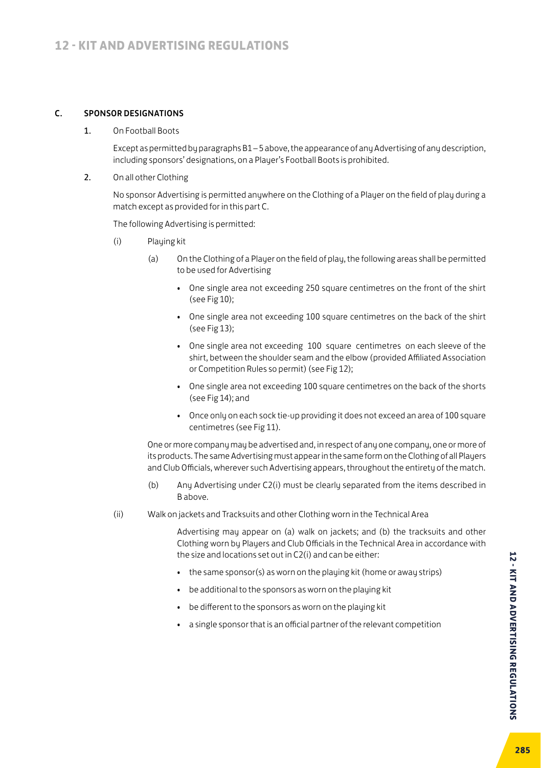## C. SPONSOR DESIGNATIONS

**1.** On Football Boots

Except as permitted by paragraphs B1 – 5 above, the appearance of any Advertising of any description, including sponsors' designations, on a Player's Football Boots is prohibited.

**2.** On all other Clothing

No sponsor Advertising is permitted anywhere on the Clothing of a Player on the field of play during a match except as provided for in this part C.

The following Advertising is permitted:

(i) Playing kit

(a) On the Clothing of a Player on the field of play, the following areas shall be permitted to be used for Advertising

- One single area not exceeding 250 square centimetres on the front of the shirt (see Fig 10);
- One single area not exceeding 100 square centimetres on the back of the shirt (see Fig 13);
- One single area not exceeding 100 square centimetres on each sleeve of the shirt, between the shoulder seam and the elbow (provided Affiliated Association or Competition Rules so permit) (see Fig 12);
- One single area not exceeding 100 square centimetres on the back of the shorts (see Fig 14); and
- Once only on each sock tie-up providing it does not exceed an area of 100 square centimetres (see Fig 11).

One or more company may be advertised and, in respect of any one company, one or more of its products. The same Advertising must appear in the same form on the Clothing of all Players and Club Officials, wherever such Advertising appears, throughout the entirety of the match.

(b) Any Advertising under C2(i) must be clearly separated from the items described in B above.

(ii) Walk on jackets and Tracksuits and other Clothing worn in the Technical Area

Advertising may appear on (a) walk on jackets; and (b) the tracksuits and other Clothing worn by Players and Club Officials in the Technical Area in accordance with the size and locations set out in C2(i) and can be either:

- the same sponsor(s) as worn on the playing kit (home or away strips)
- be additional to the sponsors as worn on the playing kit
- be different to the sponsors as worn on the playing kit
- a single sponsor that is an official partner of the relevant competition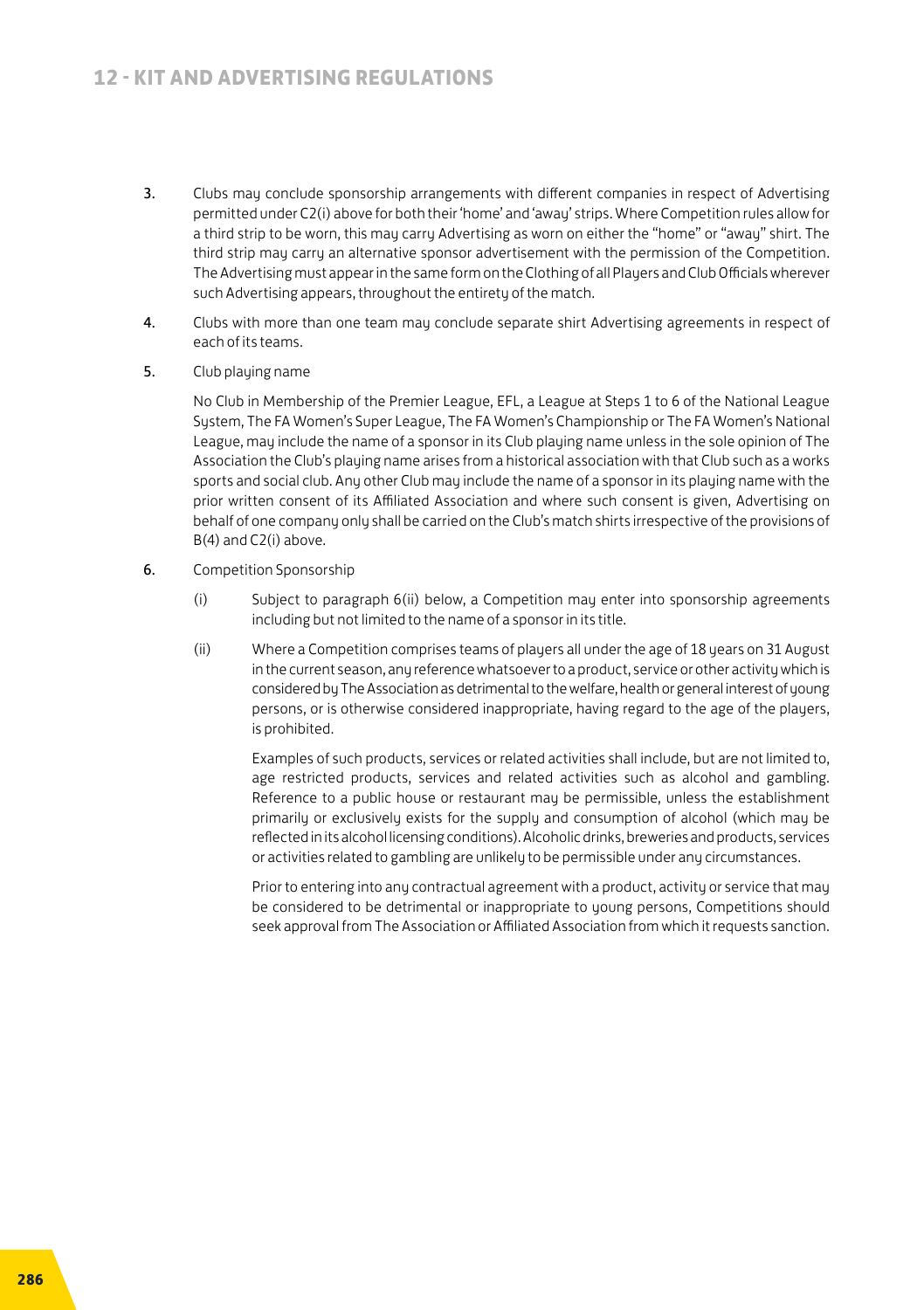3. Clubs may conclude sponsorship arrangements with different companies in respect of Advertising permitted under C2(i) above for both their 'home' and 'away' strips. Where Competition rules allow for a third strip to be worn, this may carry Advertising as worn on either the "home" or "away" shirt. The third strip may carry an alternative sponsor advertisement with the permission of the Competition. The Advertising must appear in the same form on the Clothing of all Players and Club Officials wherever such Advertising appears, throughout the entirety of the match.

4. Clubs with more than one team may conclude separate shirt Advertising agreements in respect of each of its teams.

5. Club playing name

   No Club in Membership of the Premier League, EFL, a League at Steps 1 to 6 of the National League System, The FA Women's Super League, The FA Women's Championship or The FA Women's National League, may include the name of a sponsor in its Club playing name unless in the sole opinion of The Association the Club's playing name arises from a historical association with that Club such as a works sports and social club. Any other Club may include the name of a sponsor in its playing name with the prior written consent of its Affiliated Association and where such consent is given, Advertising on behalf of one company only shall be carried on the Club's match shirts irrespective of the provisions of B(4) and C2(i) above.

6. Competition Sponsorship

   (i) Subject to paragraph 6(ii) below, a Competition may enter into sponsorship agreements including but not limited to the name of a sponsor in its title.

   (ii) Where a Competition comprises teams of players all under the age of 18 years on 31 August in the current season, any reference whatsoever to a product, service or other activity which is considered by The Association as detrimental to the welfare, health or general interest of young persons, or is otherwise considered inappropriate, having regard to the age of the players, is prohibited.

   Examples of such products, services or related activities shall include, but are not limited to, age restricted products, services and related activities such as alcohol and gambling. Reference to a public house or restaurant may be permissible, unless the establishment primarily or exclusively exists for the supply and consumption of alcohol (which may be reflected in its alcohol licensing conditions). Alcoholic drinks, breweries and products, services or activities related to gambling are unlikely to be permissible under any circumstances.

   Prior to entering into any contractual agreement with a product, activity or service that may be considered to be detrimental or inappropriate to young persons, Competitions should seek approval from The Association or Affiliated Association from which it requests sanction.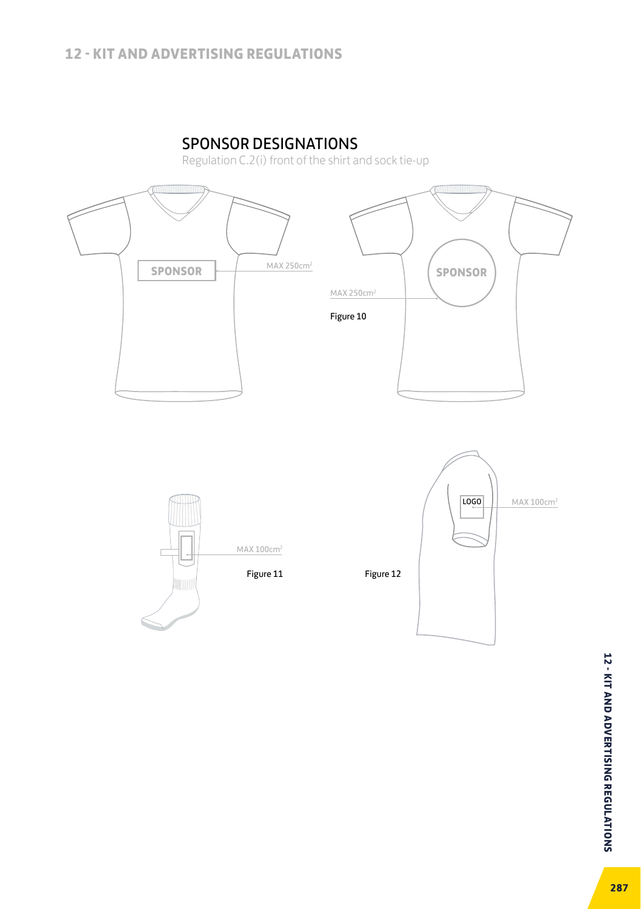## SPONSOR DESIGNATIONS

Regulation C.2(i) front of the shirt and sock tie-up

SPONSOR

MAX 250cm²

SPONSOR

MAX 250cm²

Figure 10

MAX 100cm²

Figure 11

Figure 12

LOGO

MAX 100cm²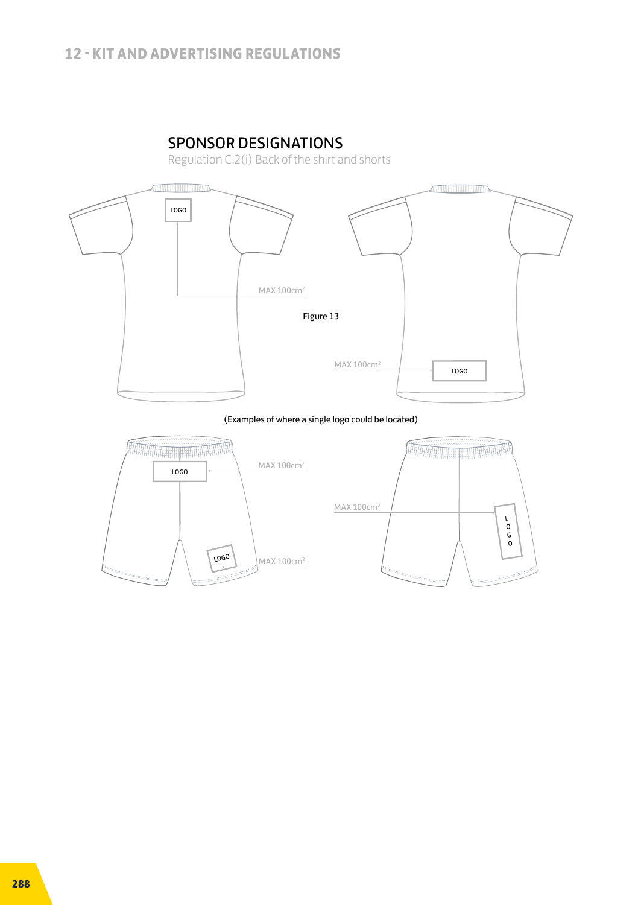## SPONSOR DESIGNATIONS

Regulation C.2(i) Back of the shirt and shorts

LOGO

MAX 100cm²

Figure 13

MAX 100cm²

LOGO

(Examples of where a single logo could be located)

LOGO

MAX 100cm²

LOGO

MAX 100cm²

MAX 100cm²

LOGO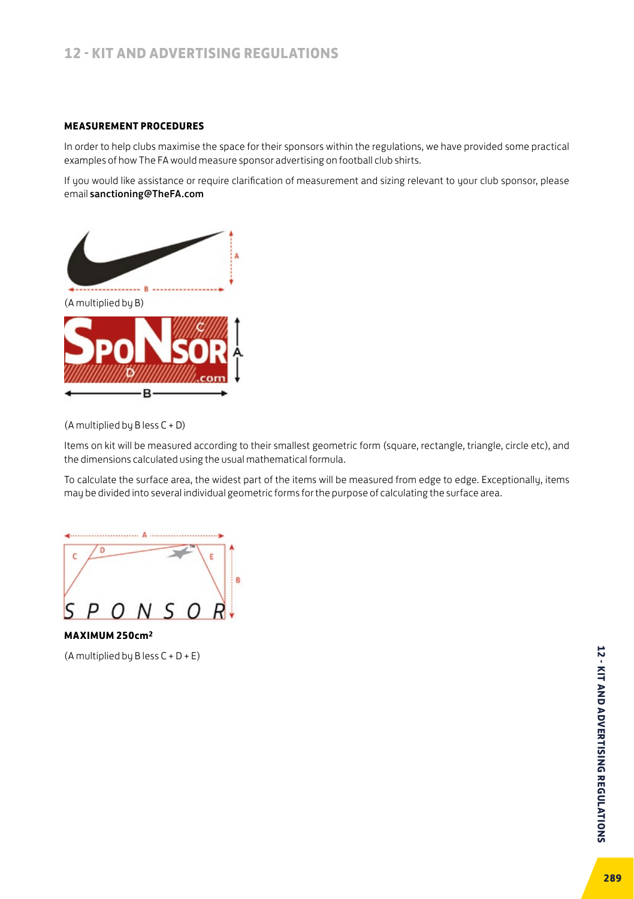## MEASUREMENT PROCEDURES

In order to help clubs maximise the space for their sponsors within the regulations, we have provided some practical examples of how The FA would measure sponsor advertising on football club shirts.

If you would like assistance or require clarification of measurement and sizing relevant to your club sponsor, please email **sanctioning@TheFA.com**

(A multiplied by B)

(A multiplied by B less C + D)

Items on kit will be measured according to their smallest geometric form (square, rectangle, triangle, circle etc), and the dimensions calculated using the usual mathematical formula.

To calculate the surface area, the widest part of the items will be measured from edge to edge. Exceptionally, items may be divided into several individual geometric forms for the purpose of calculating the surface area.

**MAXIMUM 250cm²**

(A multiplied by B less C + D + E)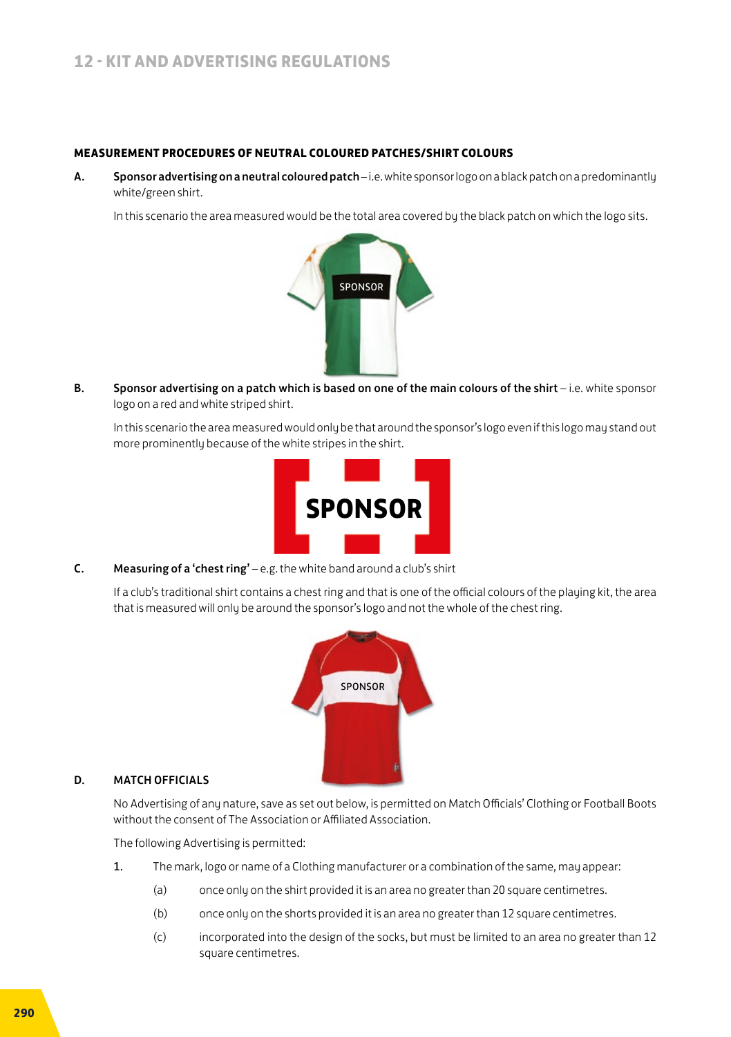## MEASUREMENT PROCEDURES OF NEUTRAL COLOURED PATCHES/SHIRT COLOURS

**A.** **Sponsor advertising on a neutral coloured patch** – i.e. white sponsor logo on a black patch on a predominantly white/green shirt.

In this scenario the area measured would be the total area covered by the black patch on which the logo sits.

**B.** **Sponsor advertising on a patch which is based on one of the main colours of the shirt** – i.e. white sponsor logo on a red and white striped shirt.

In this scenario the area measured would only be that around the sponsor's logo even if this logo may stand out more prominently because of the white stripes in the shirt.

**C.** **Measuring of a 'chest ring'** – e.g. the white band around a club's shirt

If a club's traditional shirt contains a chest ring and that is one of the official colours of the playing kit, the area that is measured will only be around the sponsor's logo and not the whole of the chest ring.

**D.** **MATCH OFFICIALS**

No Advertising of any nature, save as set out below, is permitted on Match Officials' Clothing or Football Boots without the consent of The Association or Affiliated Association.

The following Advertising is permitted:

1. The mark, logo or name of a Clothing manufacturer or a combination of the same, may appear:

   (a) once only on the shirt provided it is an area no greater than 20 square centimetres.

   (b) once only on the shorts provided it is an area no greater than 12 square centimetres.

   (c) incorporated into the design of the socks, but must be limited to an area no greater than 12 square centimetres.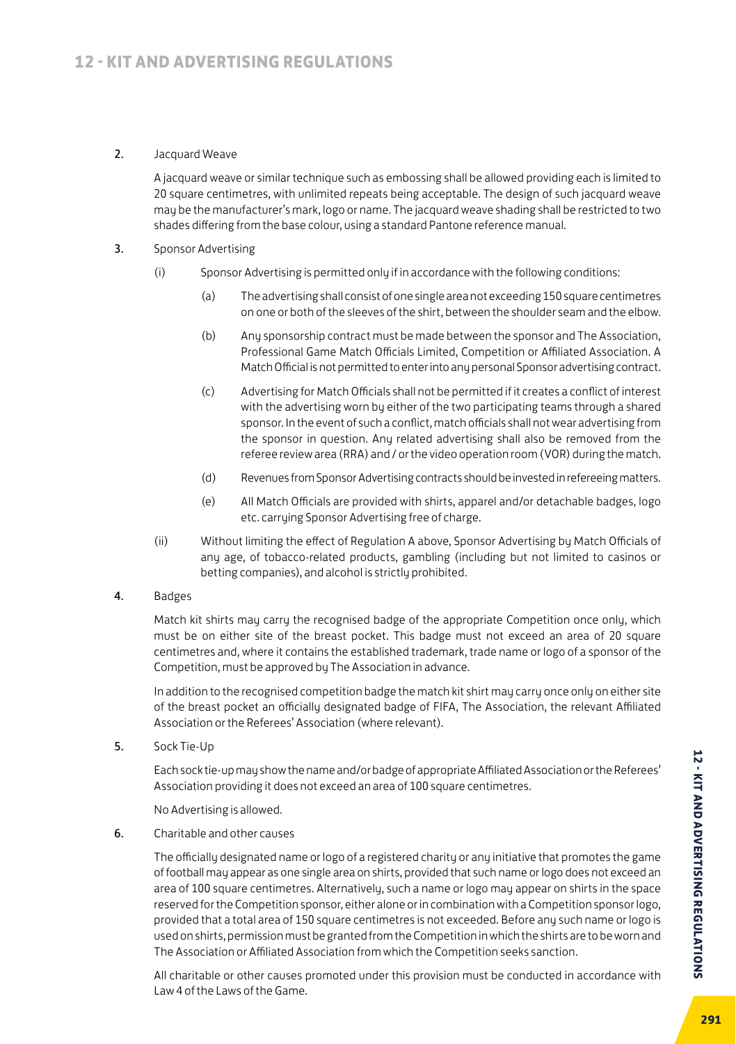## 2. Jacquard Weave

A jacquard weave or similar technique such as embossing shall be allowed providing each is limited to 20 square centimetres, with unlimited repeats being acceptable. The design of such jacquard weave may be the manufacturer's mark, logo or name. The jacquard weave shading shall be restricted to two shades differing from the base colour, using a standard Pantone reference manual.

## 3. Sponsor Advertising

(i) Sponsor Advertising is permitted only if in accordance with the following conditions:

(a) The advertising shall consist of one single area not exceeding 150 square centimetres on one or both of the sleeves of the shirt, between the shoulder seam and the elbow.

(b) Any sponsorship contract must be made between the sponsor and The Association, Professional Game Match Officials Limited, Competition or Affiliated Association. A Match Official is not permitted to enter into any personal Sponsor advertising contract.

(c) Advertising for Match Officials shall not be permitted if it creates a conflict of interest with the advertising worn by either of the two participating teams through a shared sponsor. In the event of such a conflict, match officials shall not wear advertising from the sponsor in question. Any related advertising shall also be removed from the referee review area (RRA) and / or the video operation room (VOR) during the match.

(d) Revenues from Sponsor Advertising contracts should be invested in refereeing matters.

(e) All Match Officials are provided with shirts, apparel and/or detachable badges, logo etc. carrying Sponsor Advertising free of charge.

(ii) Without limiting the effect of Regulation A above, Sponsor Advertising by Match Officials of any age, of tobacco-related products, gambling (including but not limited to casinos or betting companies), and alcohol is strictly prohibited.

## 4. Badges

Match kit shirts may carry the recognised badge of the appropriate Competition once only, which must be on either site of the breast pocket. This badge must not exceed an area of 20 square centimetres and, where it contains the established trademark, trade name or logo of a sponsor of the Competition, must be approved by The Association in advance.

In addition to the recognised competition badge the match kit shirt may carry once only on either site of the breast pocket an officially designated badge of FIFA, The Association, the relevant Affiliated Association or the Referees' Association (where relevant).

## 5. Sock Tie-Up

Each sock tie-up may show the name and/or badge of appropriate Affiliated Association or the Referees' Association providing it does not exceed an area of 100 square centimetres.

No Advertising is allowed.

## 6. Charitable and other causes

The officially designated name or logo of a registered charity or any initiative that promotes the game of football may appear as one single area on shirts, provided that such name or logo does not exceed an area of 100 square centimetres. Alternatively, such a name or logo may appear on shirts in the space reserved for the Competition sponsor, either alone or in combination with a Competition sponsor logo, provided that a total area of 150 square centimetres is not exceeded. Before any such name or logo is used on shirts, permission must be granted from the Competition in which the shirts are to be worn and The Association or Affiliated Association from which the Competition seeks sanction.

All charitable or other causes promoted under this provision must be conducted in accordance with Law 4 of the Laws of the Game.